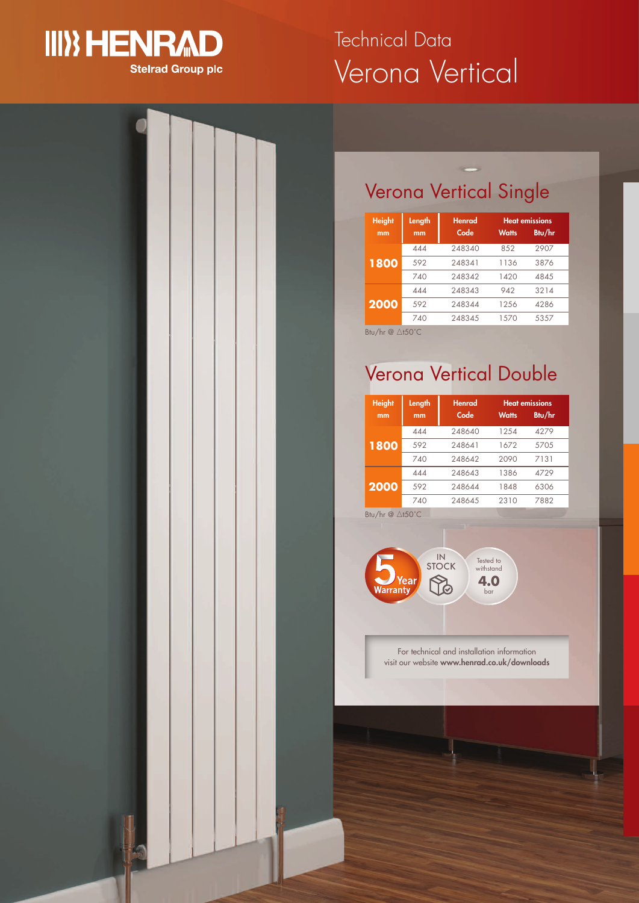HENRAD
Stelrad Group plc

# Technical Data
# Verona Vertical

## Verona Vertical Single

| Height mm | Length mm | Henrad Code | Heat emissions Watts | Btu/hr |
|---|---|---|---|---|
| 1800 | 444 | 248340 | 852 | 2907 |
| | 592 | 248341 | 1136 | 3876 |
| | 740 | 248342 | 1420 | 4845 |
| 2000 | 444 | 248343 | 942 | 3214 |
| | 592 | 248344 | 1256 | 4286 |
| | 740 | 248345 | 1570 | 5357 |

Btu/hr @ △t50°C

## Verona Vertical Double

| Height mm | Length mm | Henrad Code | Heat emissions Watts | Btu/hr |
|---|---|---|---|---|
| 1800 | 444 | 248640 | 1254 | 4279 |
| | 592 | 248641 | 1672 | 5705 |
| | 740 | 248642 | 2090 | 7131 |
| 2000 | 444 | 248643 | 1386 | 4729 |
| | 592 | 248644 | 1848 | 6306 |
| | 740 | 248645 | 2310 | 7882 |

Btu/hr @ △t50°C

5 Year Warranty

IN STOCK

Tested to withstand 4.0 bar

For technical and installation information visit our website **www.henrad.co.uk/downloads**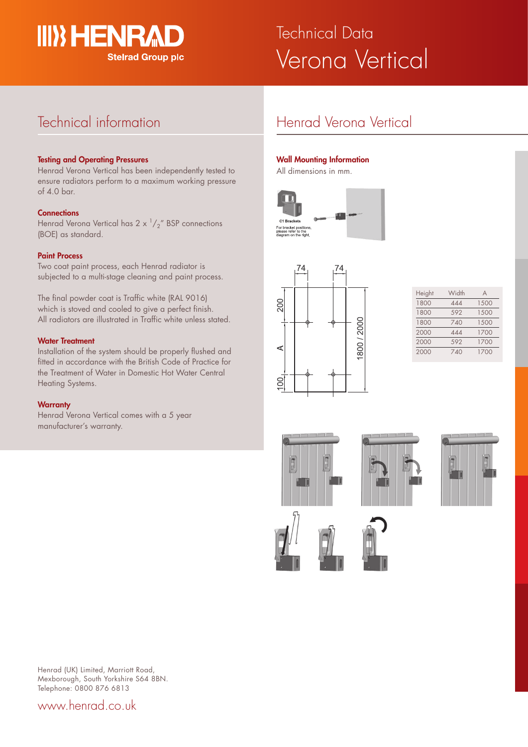# Technical Data
# Verona Vertical

## Technical information

**Testing and Operating Pressures**
Henrad Verona Vertical has been independently tested to ensure radiators perform to a maximum working pressure of 4.0 bar.

**Connections**
Henrad Verona Vertical has 2 x $^{1}/_{2}$" BSP connections (BOE) as standard.

**Paint Process**
Two coat paint process, each Henrad radiator is subjected to a multi-stage cleaning and paint process.

The final powder coat is Traffic white (RAL 9016) which is stoved and cooled to give a perfect finish. All radiators are illustrated in Traffic white unless stated.

**Water Treatment**
Installation of the system should be properly flushed and fitted in accordance with the British Code of Practice for the Treatment of Water in Domestic Hot Water Central Heating Systems.

**Warranty**
Henrad Verona Vertical comes with a 5 year manufacturer's warranty.

## Henrad Verona Vertical

**Wall Mounting Information**
All dimensions in mm.

C1 Brackets

For bracket positions, please refer to the diagram on the right.

74
74
200
A
100
1800 / 2000

| Height | Width | A |
|---|---|---|
| 1800 | 444 | 1500 |
| 1800 | 592 | 1500 |
| 1800 | 740 | 1500 |
| 2000 | 444 | 1700 |
| 2000 | 592 | 1700 |
| 2000 | 740 | 1700 |

Henrad (UK) Limited, Marriott Road, Mexborough, South Yorkshire S64 8BN.
Telephone: 0800 876 6813

www.henrad.co.uk